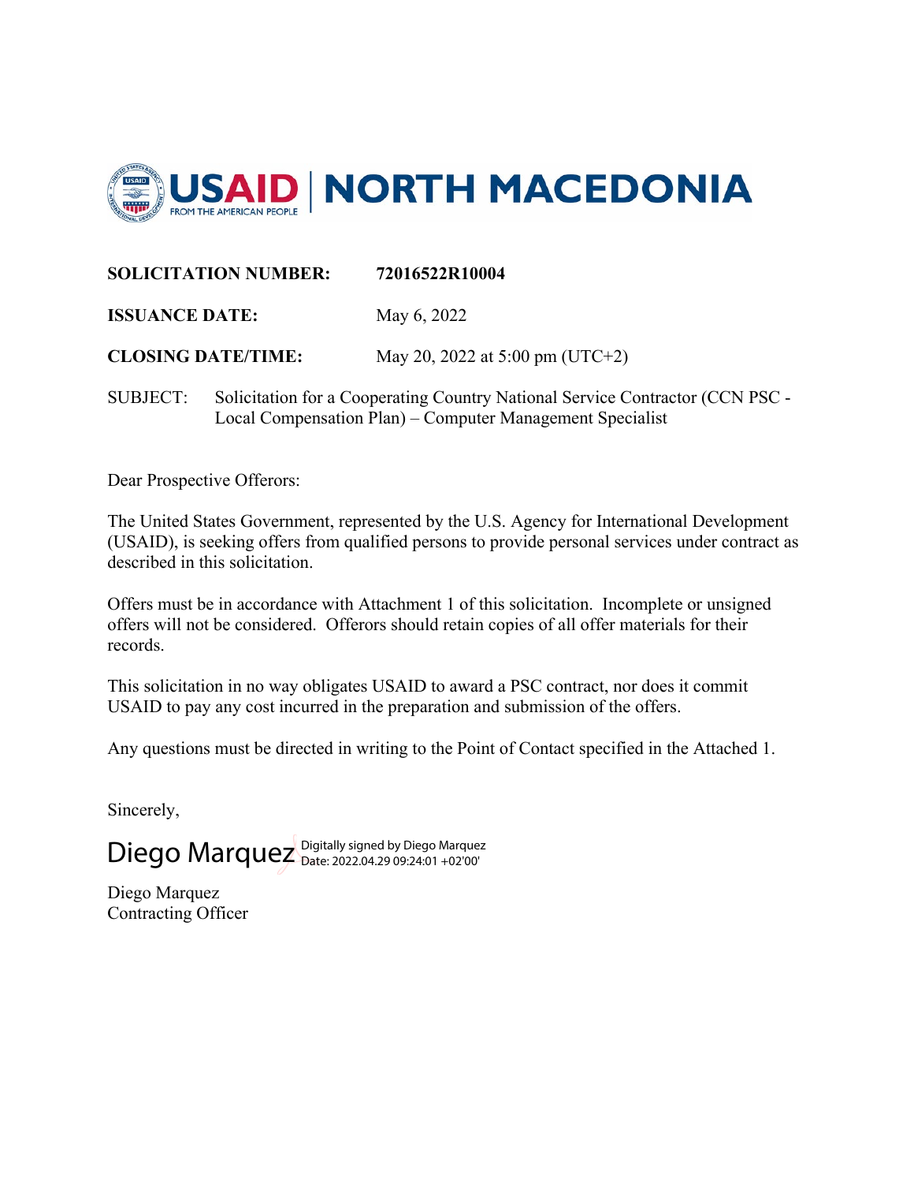USAID | NORTH MACEDONIA

FROM THE AMERICAN PEOPLE

**SOLICITATION NUMBER:** **72016522R10004**

**ISSUANCE DATE:** May 6, 2022

**CLOSING DATE/TIME:** May 20, 2022 at 5:00 pm (UTC+2)

SUBJECT: Solicitation for a Cooperating Country National Service Contractor (CCN PSC - Local Compensation Plan) – Computer Management Specialist

Dear Prospective Offerors:

The United States Government, represented by the U.S. Agency for International Development (USAID), is seeking offers from qualified persons to provide personal services under contract as described in this solicitation.

Offers must be in accordance with Attachment 1 of this solicitation. Incomplete or unsigned offers will not be considered. Offerors should retain copies of all offer materials for their records.

This solicitation in no way obligates USAID to award a PSC contract, nor does it commit USAID to pay any cost incurred in the preparation and submission of the offers.

Any questions must be directed in writing to the Point of Contact specified in the Attached 1.

Sincerely,

Diego Marquez Digitally signed by Diego Marquez
Date: 2022.04.29 09:24:01 +02'00'

Diego Marquez
Contracting Officer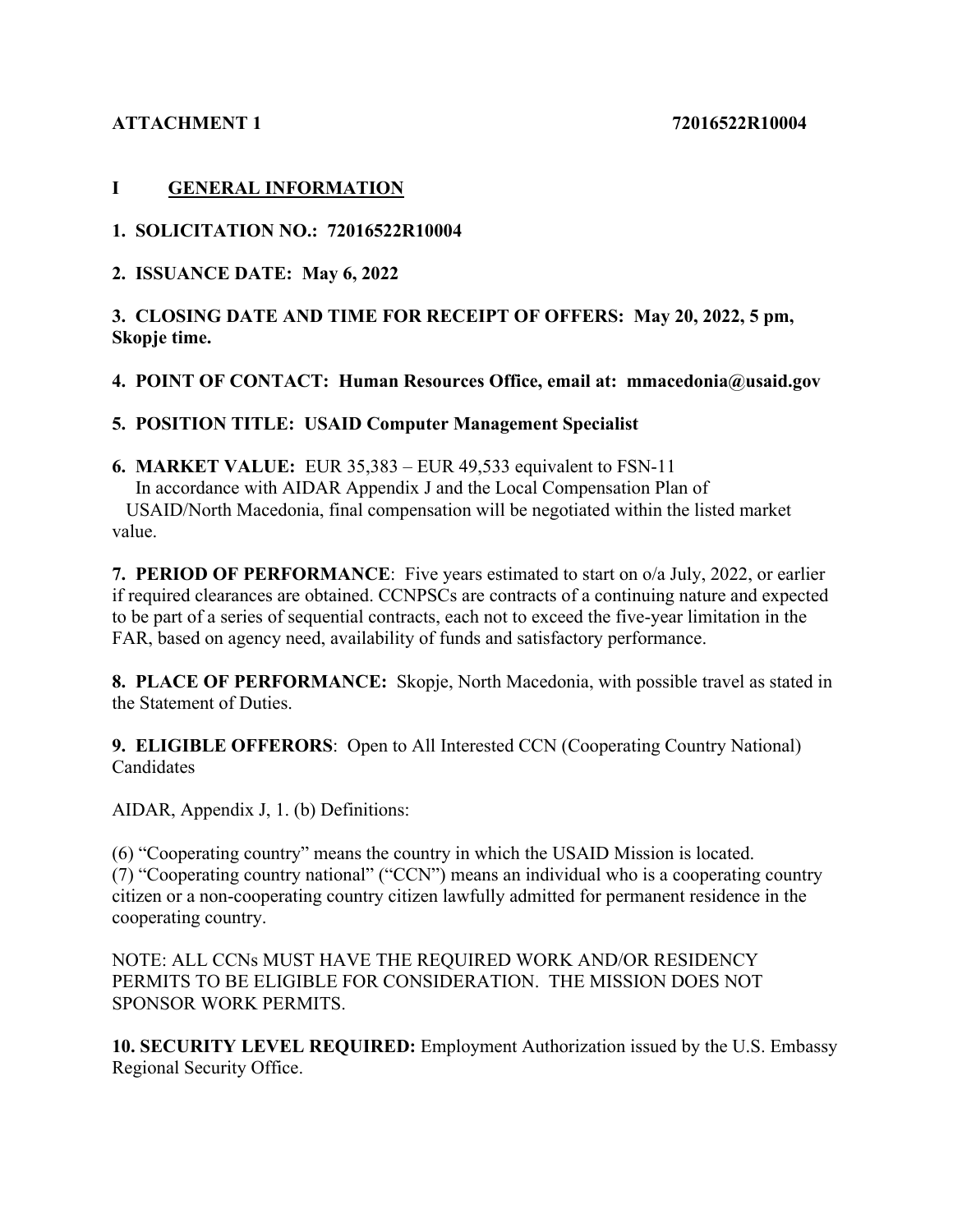**ATTACHMENT 1 72016522R10004**

## I GENERAL INFORMATION

**1. SOLICITATION NO.: 72016522R10004**

**2. ISSUANCE DATE: May 6, 2022**

**3. CLOSING DATE AND TIME FOR RECEIPT OF OFFERS: May 20, 2022, 5 pm, Skopje time.**

**4. POINT OF CONTACT: Human Resources Office, email at: mmacedonia@usaid.gov**

**5. POSITION TITLE: USAID Computer Management Specialist**

**6. MARKET VALUE:** EUR 35,383 – EUR 49,533 equivalent to FSN-11
In accordance with AIDAR Appendix J and the Local Compensation Plan of USAID/North Macedonia, final compensation will be negotiated within the listed market value.

**7. PERIOD OF PERFORMANCE**: Five years estimated to start on o/a July, 2022, or earlier if required clearances are obtained. CCNPSCs are contracts of a continuing nature and expected to be part of a series of sequential contracts, each not to exceed the five-year limitation in the FAR, based on agency need, availability of funds and satisfactory performance.

**8. PLACE OF PERFORMANCE:** Skopje, North Macedonia, with possible travel as stated in the Statement of Duties.

**9. ELIGIBLE OFFERORS**: Open to All Interested CCN (Cooperating Country National) Candidates

AIDAR, Appendix J, 1. (b) Definitions:

(6) "Cooperating country" means the country in which the USAID Mission is located.
(7) "Cooperating country national" ("CCN") means an individual who is a cooperating country citizen or a non-cooperating country citizen lawfully admitted for permanent residence in the cooperating country.

NOTE: ALL CCNs MUST HAVE THE REQUIRED WORK AND/OR RESIDENCY PERMITS TO BE ELIGIBLE FOR CONSIDERATION. THE MISSION DOES NOT SPONSOR WORK PERMITS.

**10. SECURITY LEVEL REQUIRED:** Employment Authorization issued by the U.S. Embassy Regional Security Office.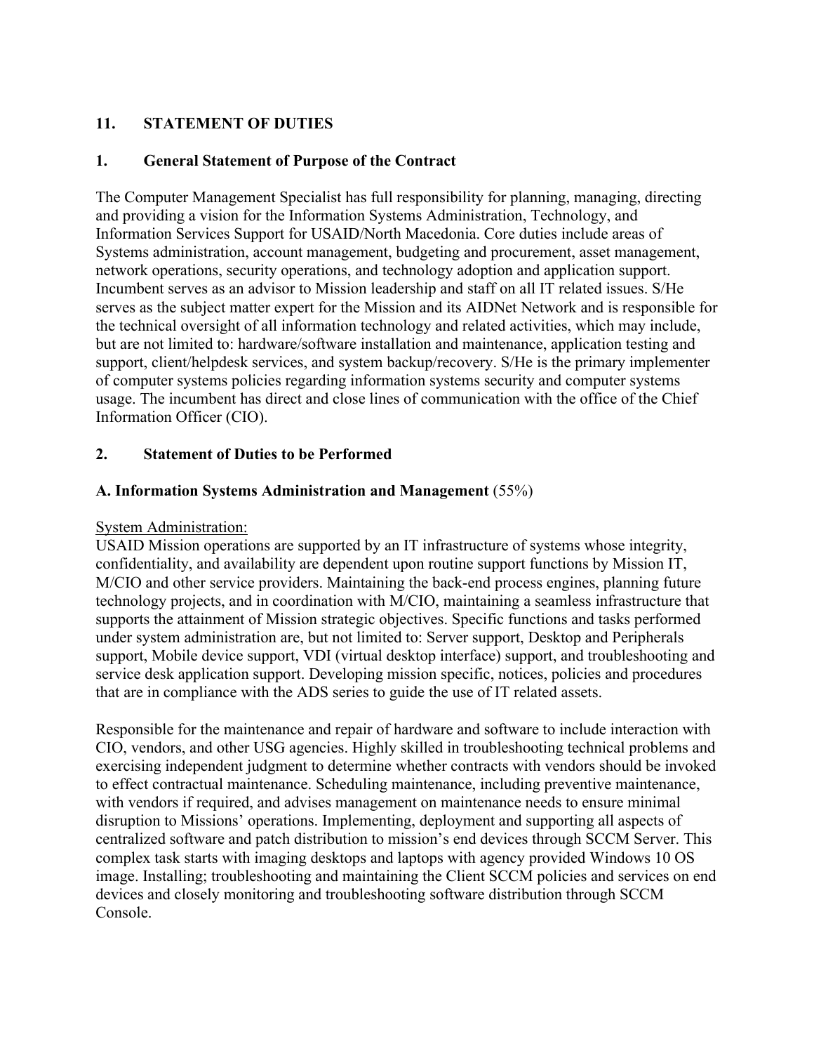## 11. STATEMENT OF DUTIES

### 1. General Statement of Purpose of the Contract

The Computer Management Specialist has full responsibility for planning, managing, directing and providing a vision for the Information Systems Administration, Technology, and Information Services Support for USAID/North Macedonia. Core duties include areas of Systems administration, account management, budgeting and procurement, asset management, network operations, security operations, and technology adoption and application support. Incumbent serves as an advisor to Mission leadership and staff on all IT related issues. S/He serves as the subject matter expert for the Mission and its AIDNet Network and is responsible for the technical oversight of all information technology and related activities, which may include, but are not limited to: hardware/software installation and maintenance, application testing and support, client/helpdesk services, and system backup/recovery. S/He is the primary implementer of computer systems policies regarding information systems security and computer systems usage. The incumbent has direct and close lines of communication with the office of the Chief Information Officer (CIO).

### 2. Statement of Duties to be Performed

**A. Information Systems Administration and Management** (55%)

<u>System Administration:</u>
USAID Mission operations are supported by an IT infrastructure of systems whose integrity, confidentiality, and availability are dependent upon routine support functions by Mission IT, M/CIO and other service providers. Maintaining the back-end process engines, planning future technology projects, and in coordination with M/CIO, maintaining a seamless infrastructure that supports the attainment of Mission strategic objectives. Specific functions and tasks performed under system administration are, but not limited to: Server support, Desktop and Peripherals support, Mobile device support, VDI (virtual desktop interface) support, and troubleshooting and service desk application support. Developing mission specific, notices, policies and procedures that are in compliance with the ADS series to guide the use of IT related assets.

Responsible for the maintenance and repair of hardware and software to include interaction with CIO, vendors, and other USG agencies. Highly skilled in troubleshooting technical problems and exercising independent judgment to determine whether contracts with vendors should be invoked to effect contractual maintenance. Scheduling maintenance, including preventive maintenance, with vendors if required, and advises management on maintenance needs to ensure minimal disruption to Missions' operations. Implementing, deployment and supporting all aspects of centralized software and patch distribution to mission's end devices through SCCM Server. This complex task starts with imaging desktops and laptops with agency provided Windows 10 OS image. Installing; troubleshooting and maintaining the Client SCCM policies and services on end devices and closely monitoring and troubleshooting software distribution through SCCM Console.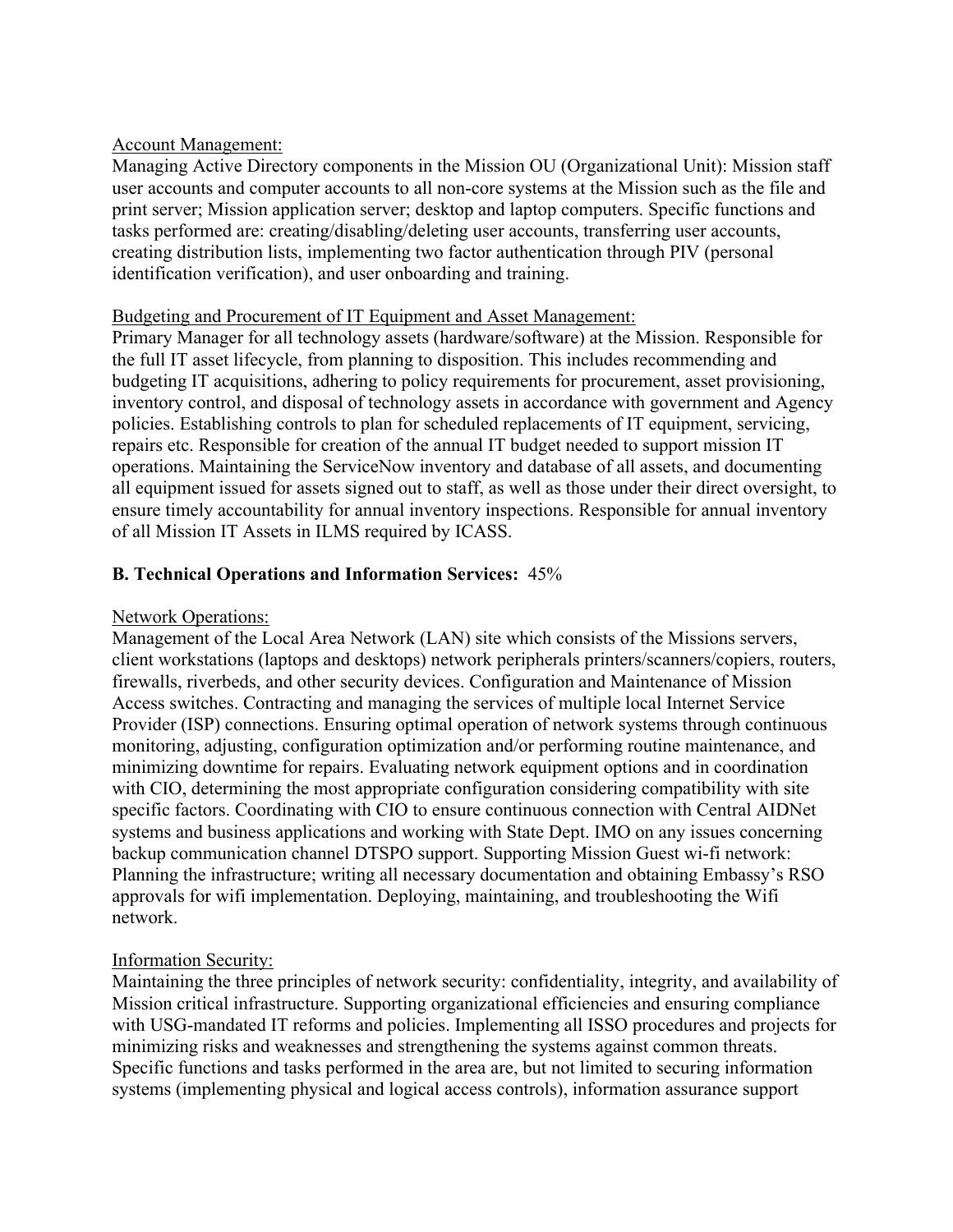Account Management:

Managing Active Directory components in the Mission OU (Organizational Unit): Mission staff user accounts and computer accounts to all non-core systems at the Mission such as the file and print server; Mission application server; desktop and laptop computers. Specific functions and tasks performed are: creating/disabling/deleting user accounts, transferring user accounts, creating distribution lists, implementing two factor authentication through PIV (personal identification verification), and user onboarding and training.

Budgeting and Procurement of IT Equipment and Asset Management:

Primary Manager for all technology assets (hardware/software) at the Mission. Responsible for the full IT asset lifecycle, from planning to disposition. This includes recommending and budgeting IT acquisitions, adhering to policy requirements for procurement, asset provisioning, inventory control, and disposal of technology assets in accordance with government and Agency policies. Establishing controls to plan for scheduled replacements of IT equipment, servicing, repairs etc. Responsible for creation of the annual IT budget needed to support mission IT operations. Maintaining the ServiceNow inventory and database of all assets, and documenting all equipment issued for assets signed out to staff, as well as those under their direct oversight, to ensure timely accountability for annual inventory inspections. Responsible for annual inventory of all Mission IT Assets in ILMS required by ICASS.

**B. Technical Operations and Information Services:** 45%

Network Operations:

Management of the Local Area Network (LAN) site which consists of the Missions servers, client workstations (laptops and desktops) network peripherals printers/scanners/copiers, routers, firewalls, riverbeds, and other security devices. Configuration and Maintenance of Mission Access switches. Contracting and managing the services of multiple local Internet Service Provider (ISP) connections. Ensuring optimal operation of network systems through continuous monitoring, adjusting, configuration optimization and/or performing routine maintenance, and minimizing downtime for repairs. Evaluating network equipment options and in coordination with CIO, determining the most appropriate configuration considering compatibility with site specific factors. Coordinating with CIO to ensure continuous connection with Central AIDNet systems and business applications and working with State Dept. IMO on any issues concerning backup communication channel DTSPO support. Supporting Mission Guest wi-fi network: Planning the infrastructure; writing all necessary documentation and obtaining Embassy's RSO approvals for wifi implementation. Deploying, maintaining, and troubleshooting the Wifi network.

Information Security:

Maintaining the three principles of network security: confidentiality, integrity, and availability of Mission critical infrastructure. Supporting organizational efficiencies and ensuring compliance with USG-mandated IT reforms and policies. Implementing all ISSO procedures and projects for minimizing risks and weaknesses and strengthening the systems against common threats. Specific functions and tasks performed in the area are, but not limited to securing information systems (implementing physical and logical access controls), information assurance support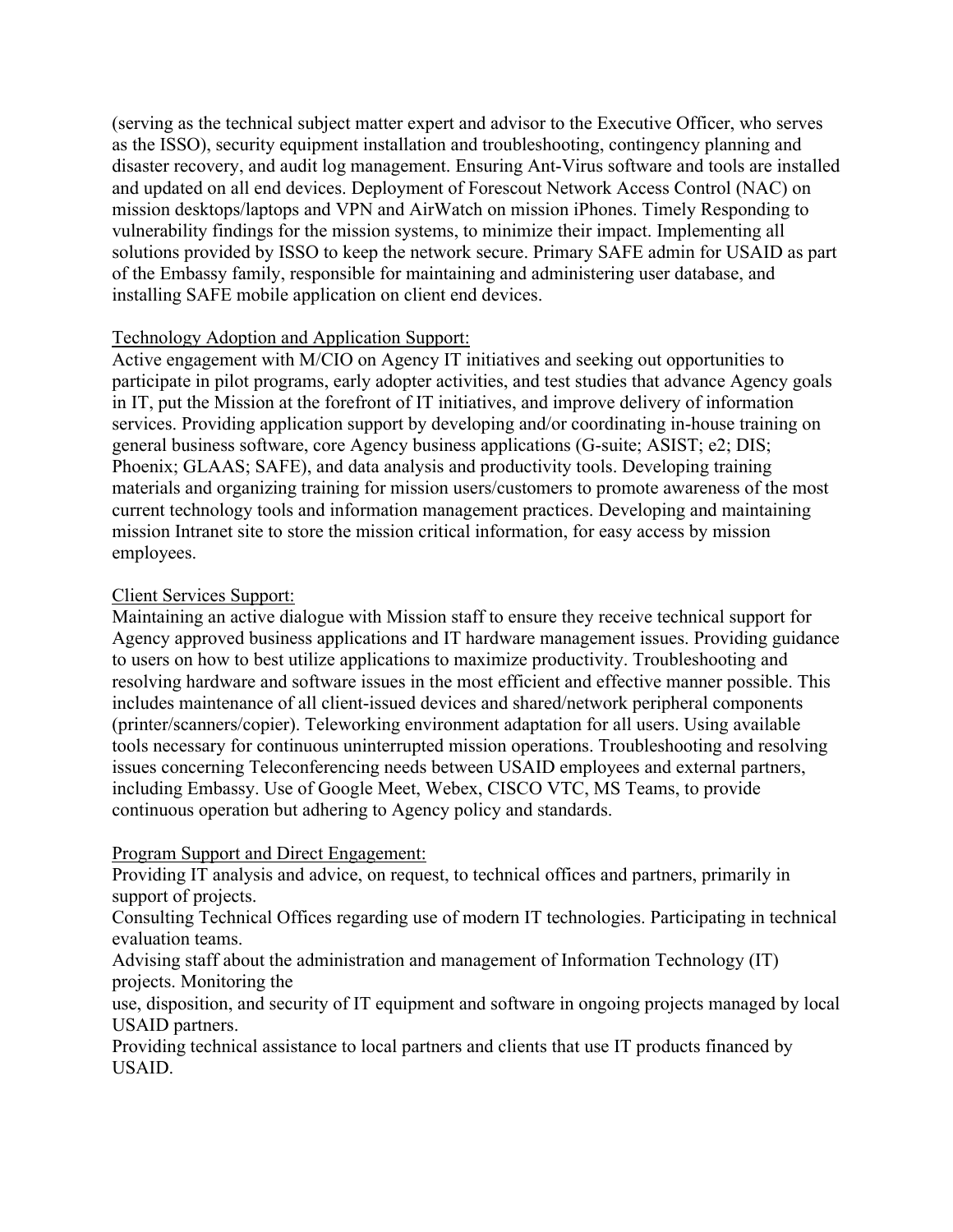(serving as the technical subject matter expert and advisor to the Executive Officer, who serves as the ISSO), security equipment installation and troubleshooting, contingency planning and disaster recovery, and audit log management. Ensuring Ant-Virus software and tools are installed and updated on all end devices. Deployment of Forescout Network Access Control (NAC) on mission desktops/laptops and VPN and AirWatch on mission iPhones. Timely Responding to vulnerability findings for the mission systems, to minimize their impact. Implementing all solutions provided by ISSO to keep the network secure. Primary SAFE admin for USAID as part of the Embassy family, responsible for maintaining and administering user database, and installing SAFE mobile application on client end devices.

<u>Technology Adoption and Application Support:</u>
Active engagement with M/CIO on Agency IT initiatives and seeking out opportunities to participate in pilot programs, early adopter activities, and test studies that advance Agency goals in IT, put the Mission at the forefront of IT initiatives, and improve delivery of information services. Providing application support by developing and/or coordinating in-house training on general business software, core Agency business applications (G-suite; ASIST; e2; DIS; Phoenix; GLAAS; SAFE), and data analysis and productivity tools. Developing training materials and organizing training for mission users/customers to promote awareness of the most current technology tools and information management practices. Developing and maintaining mission Intranet site to store the mission critical information, for easy access by mission employees.

<u>Client Services Support:</u>
Maintaining an active dialogue with Mission staff to ensure they receive technical support for Agency approved business applications and IT hardware management issues. Providing guidance to users on how to best utilize applications to maximize productivity. Troubleshooting and resolving hardware and software issues in the most efficient and effective manner possible. This includes maintenance of all client-issued devices and shared/network peripheral components (printer/scanners/copier). Teleworking environment adaptation for all users. Using available tools necessary for continuous uninterrupted mission operations. Troubleshooting and resolving issues concerning Teleconferencing needs between USAID employees and external partners, including Embassy. Use of Google Meet, Webex, CISCO VTC, MS Teams, to provide continuous operation but adhering to Agency policy and standards.

<u>Program Support and Direct Engagement:</u>
Providing IT analysis and advice, on request, to technical offices and partners, primarily in support of projects.
Consulting Technical Offices regarding use of modern IT technologies. Participating in technical evaluation teams.
Advising staff about the administration and management of Information Technology (IT) projects. Monitoring the
use, disposition, and security of IT equipment and software in ongoing projects managed by local USAID partners.
Providing technical assistance to local partners and clients that use IT products financed by USAID.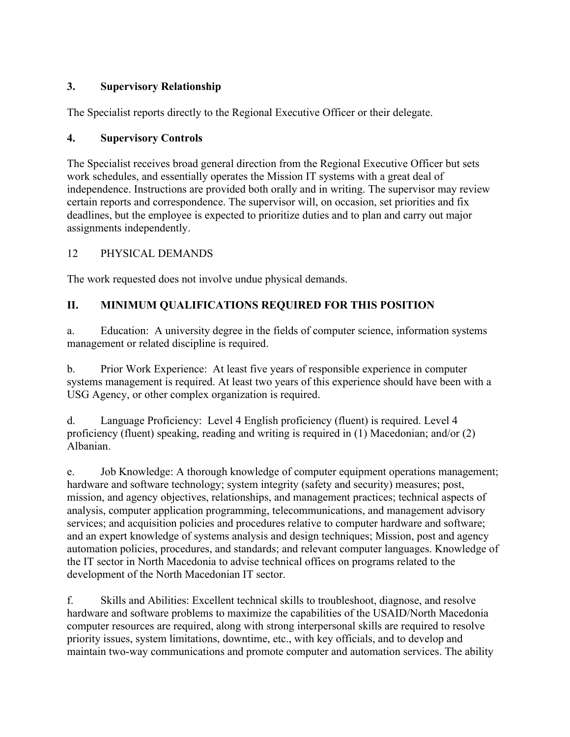### 3. Supervisory Relationship

The Specialist reports directly to the Regional Executive Officer or their delegate.

### 4. Supervisory Controls

The Specialist receives broad general direction from the Regional Executive Officer but sets work schedules, and essentially operates the Mission IT systems with a great deal of independence. Instructions are provided both orally and in writing. The supervisor may review certain reports and correspondence. The supervisor will, on occasion, set priorities and fix deadlines, but the employee is expected to prioritize duties and to plan and carry out major assignments independently.

12 PHYSICAL DEMANDS

The work requested does not involve undue physical demands.

## II. MINIMUM QUALIFICATIONS REQUIRED FOR THIS POSITION

a. Education: A university degree in the fields of computer science, information systems management or related discipline is required.

b. Prior Work Experience: At least five years of responsible experience in computer systems management is required. At least two years of this experience should have been with a USG Agency, or other complex organization is required.

d. Language Proficiency: Level 4 English proficiency (fluent) is required. Level 4 proficiency (fluent) speaking, reading and writing is required in (1) Macedonian; and/or (2) Albanian.

e. Job Knowledge: A thorough knowledge of computer equipment operations management; hardware and software technology; system integrity (safety and security) measures; post, mission, and agency objectives, relationships, and management practices; technical aspects of analysis, computer application programming, telecommunications, and management advisory services; and acquisition policies and procedures relative to computer hardware and software; and an expert knowledge of systems analysis and design techniques; Mission, post and agency automation policies, procedures, and standards; and relevant computer languages. Knowledge of the IT sector in North Macedonia to advise technical offices on programs related to the development of the North Macedonian IT sector.

f. Skills and Abilities: Excellent technical skills to troubleshoot, diagnose, and resolve hardware and software problems to maximize the capabilities of the USAID/North Macedonia computer resources are required, along with strong interpersonal skills are required to resolve priority issues, system limitations, downtime, etc., with key officials, and to develop and maintain two-way communications and promote computer and automation services. The ability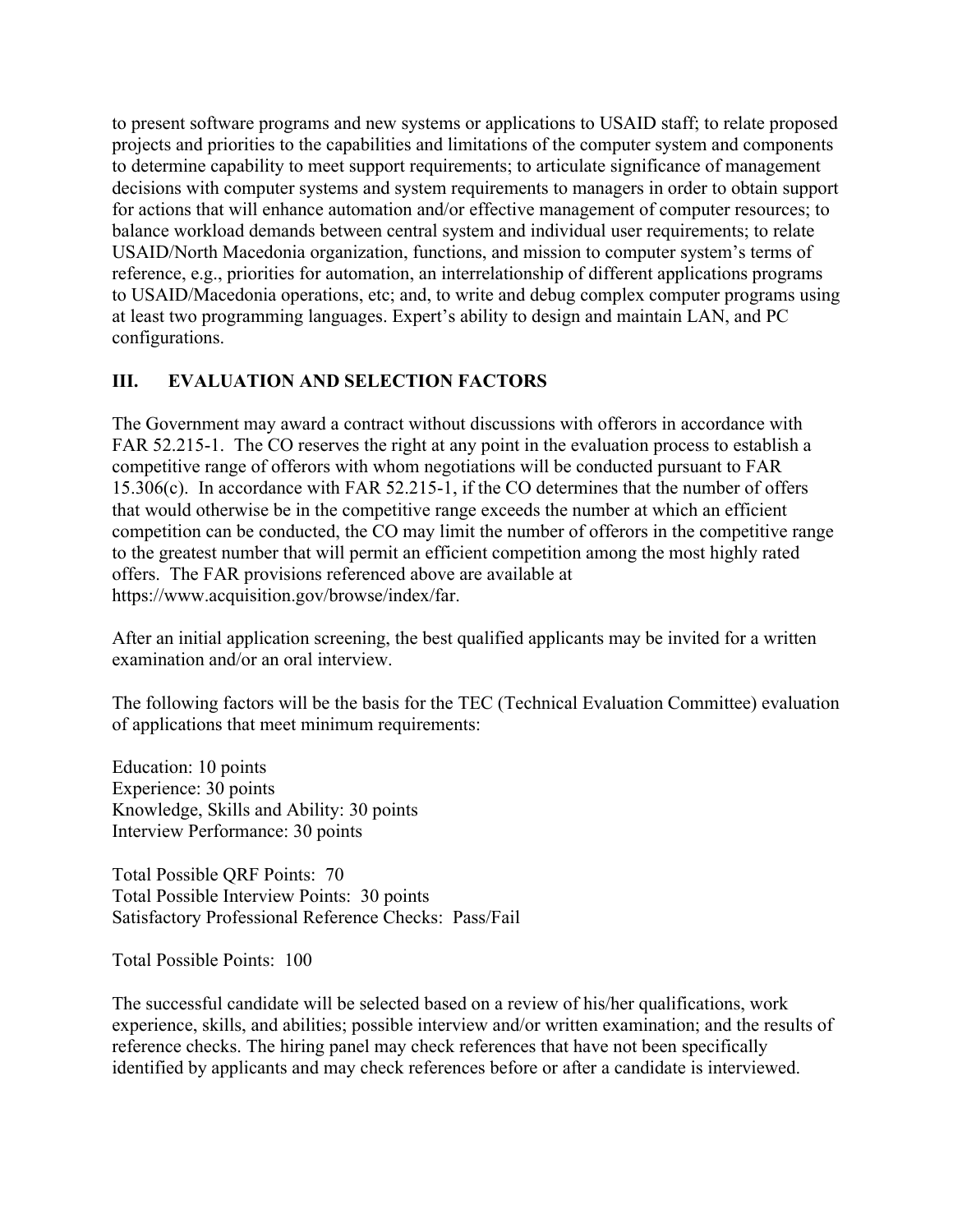to present software programs and new systems or applications to USAID staff; to relate proposed projects and priorities to the capabilities and limitations of the computer system and components to determine capability to meet support requirements; to articulate significance of management decisions with computer systems and system requirements to managers in order to obtain support for actions that will enhance automation and/or effective management of computer resources; to balance workload demands between central system and individual user requirements; to relate USAID/North Macedonia organization, functions, and mission to computer system's terms of reference, e.g., priorities for automation, an interrelationship of different applications programs to USAID/Macedonia operations, etc; and, to write and debug complex computer programs using at least two programming languages. Expert's ability to design and maintain LAN, and PC configurations.

## III. EVALUATION AND SELECTION FACTORS

The Government may award a contract without discussions with offerors in accordance with FAR 52.215-1. The CO reserves the right at any point in the evaluation process to establish a competitive range of offerors with whom negotiations will be conducted pursuant to FAR 15.306(c). In accordance with FAR 52.215-1, if the CO determines that the number of offers that would otherwise be in the competitive range exceeds the number at which an efficient competition can be conducted, the CO may limit the number of offerors in the competitive range to the greatest number that will permit an efficient competition among the most highly rated offers. The FAR provisions referenced above are available at https://www.acquisition.gov/browse/index/far.

After an initial application screening, the best qualified applicants may be invited for a written examination and/or an oral interview.

The following factors will be the basis for the TEC (Technical Evaluation Committee) evaluation of applications that meet minimum requirements:

Education: 10 points
Experience: 30 points
Knowledge, Skills and Ability: 30 points
Interview Performance: 30 points

Total Possible QRF Points: 70
Total Possible Interview Points: 30 points
Satisfactory Professional Reference Checks: Pass/Fail

Total Possible Points: 100

The successful candidate will be selected based on a review of his/her qualifications, work experience, skills, and abilities; possible interview and/or written examination; and the results of reference checks. The hiring panel may check references that have not been specifically identified by applicants and may check references before or after a candidate is interviewed.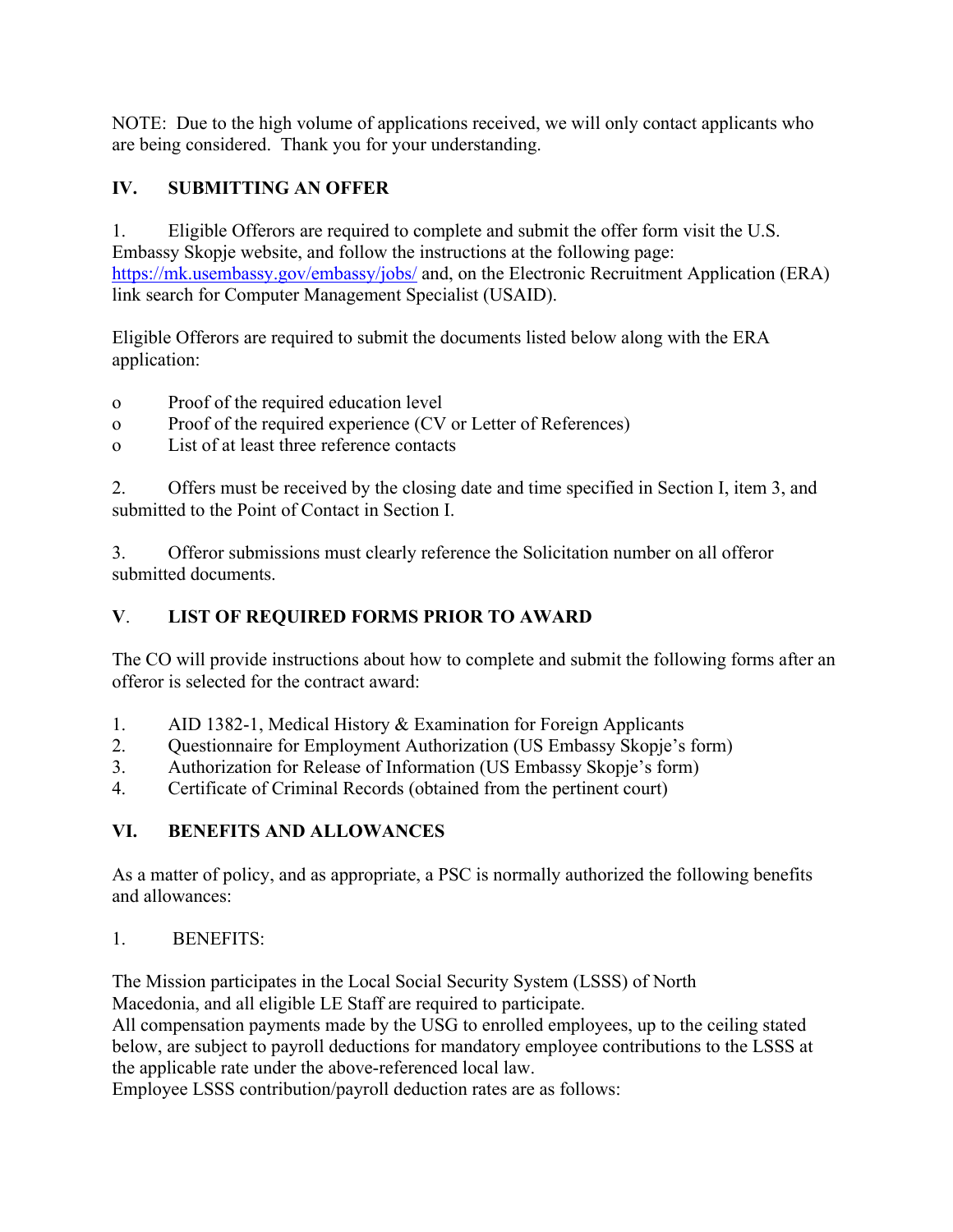NOTE: Due to the high volume of applications received, we will only contact applicants who are being considered. Thank you for your understanding.

## IV. SUBMITTING AN OFFER

1. Eligible Offerors are required to complete and submit the offer form visit the U.S. Embassy Skopje website, and follow the instructions at the following page: https://mk.usembassy.gov/embassy/jobs/ and, on the Electronic Recruitment Application (ERA) link search for Computer Management Specialist (USAID).

Eligible Offerors are required to submit the documents listed below along with the ERA application:

- Proof of the required education level
- Proof of the required experience (CV or Letter of References)
- List of at least three reference contacts

2. Offers must be received by the closing date and time specified in Section I, item 3, and submitted to the Point of Contact in Section I.

3. Offeror submissions must clearly reference the Solicitation number on all offeror submitted documents.

## V. LIST OF REQUIRED FORMS PRIOR TO AWARD

The CO will provide instructions about how to complete and submit the following forms after an offeror is selected for the contract award:

1. AID 1382-1, Medical History & Examination for Foreign Applicants
2. Questionnaire for Employment Authorization (US Embassy Skopje's form)
3. Authorization for Release of Information (US Embassy Skopje's form)
4. Certificate of Criminal Records (obtained from the pertinent court)

## VI. BENEFITS AND ALLOWANCES

As a matter of policy, and as appropriate, a PSC is normally authorized the following benefits and allowances:

1. BENEFITS:

The Mission participates in the Local Social Security System (LSSS) of North Macedonia, and all eligible LE Staff are required to participate.
All compensation payments made by the USG to enrolled employees, up to the ceiling stated below, are subject to payroll deductions for mandatory employee contributions to the LSSS at the applicable rate under the above-referenced local law.
Employee LSSS contribution/payroll deduction rates are as follows: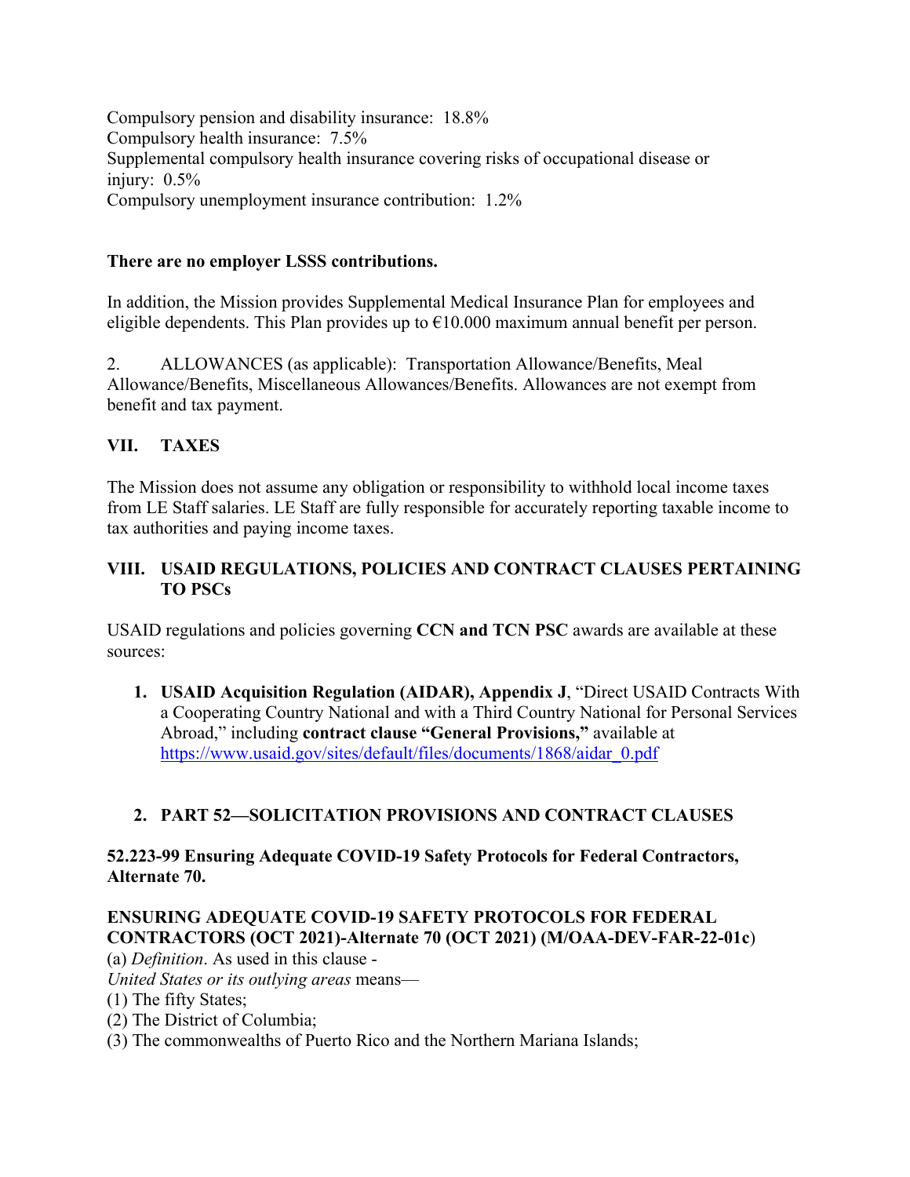Compulsory pension and disability insurance: 18.8%
Compulsory health insurance: 7.5%
Supplemental compulsory health insurance covering risks of occupational disease or injury: 0.5%
Compulsory unemployment insurance contribution: 1.2%

**There are no employer LSSS contributions.**

In addition, the Mission provides Supplemental Medical Insurance Plan for employees and eligible dependents. This Plan provides up to €10.000 maximum annual benefit per person.

2. ALLOWANCES (as applicable): Transportation Allowance/Benefits, Meal Allowance/Benefits, Miscellaneous Allowances/Benefits. Allowances are not exempt from benefit and tax payment.

## VII. TAXES

The Mission does not assume any obligation or responsibility to withhold local income taxes from LE Staff salaries. LE Staff are fully responsible for accurately reporting taxable income to tax authorities and paying income taxes.

## VIII. USAID REGULATIONS, POLICIES AND CONTRACT CLAUSES PERTAINING TO PSCs

USAID regulations and policies governing **CCN and TCN PSC** awards are available at these sources:

1. **USAID Acquisition Regulation (AIDAR), Appendix J**, "Direct USAID Contracts With a Cooperating Country National and with a Third Country National for Personal Services Abroad," including **contract clause "General Provisions,"** available at https://www.usaid.gov/sites/default/files/documents/1868/aidar_0.pdf

2. **PART 52—SOLICITATION PROVISIONS AND CONTRACT CLAUSES**

**52.223-99 Ensuring Adequate COVID-19 Safety Protocols for Federal Contractors, Alternate 70.**

**ENSURING ADEQUATE COVID-19 SAFETY PROTOCOLS FOR FEDERAL CONTRACTORS (OCT 2021)-Alternate 70 (OCT 2021) (M/OAA-DEV-FAR-22-01c)**

(a) *Definition*. As used in this clause -
*United States or its outlying areas* means—
(1) The fifty States;
(2) The District of Columbia;
(3) The commonwealths of Puerto Rico and the Northern Mariana Islands;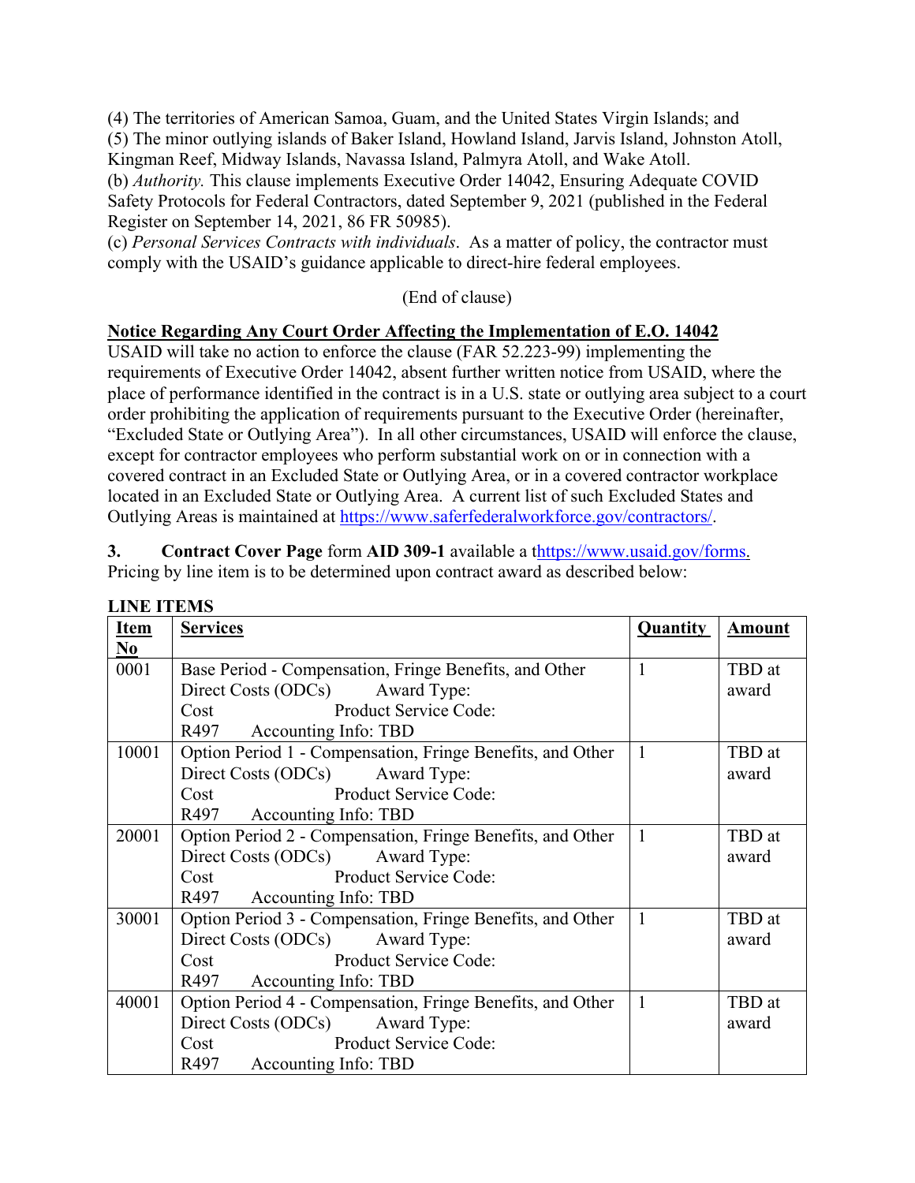(4) The territories of American Samoa, Guam, and the United States Virgin Islands; and
(5) The minor outlying islands of Baker Island, Howland Island, Jarvis Island, Johnston Atoll, Kingman Reef, Midway Islands, Navassa Island, Palmyra Atoll, and Wake Atoll.
(b) *Authority.* This clause implements Executive Order 14042, Ensuring Adequate COVID Safety Protocols for Federal Contractors, dated September 9, 2021 (published in the Federal Register on September 14, 2021, 86 FR 50985).
(c) *Personal Services Contracts with individuals*. As a matter of policy, the contractor must comply with the USAID's guidance applicable to direct-hire federal employees.

(End of clause)

**Notice Regarding Any Court Order Affecting the Implementation of E.O. 14042**
USAID will take no action to enforce the clause (FAR 52.223-99) implementing the requirements of Executive Order 14042, absent further written notice from USAID, where the place of performance identified in the contract is in a U.S. state or outlying area subject to a court order prohibiting the application of requirements pursuant to the Executive Order (hereinafter, "Excluded State or Outlying Area"). In all other circumstances, USAID will enforce the clause, except for contractor employees who perform substantial work on or in connection with a covered contract in an Excluded State or Outlying Area, or in a covered contractor workplace located in an Excluded State or Outlying Area. A current list of such Excluded States and Outlying Areas is maintained at https://www.saferfederalworkforce.gov/contractors/.

**3. Contract Cover Page** form **AID 309-1** available a thttps://www.usaid.gov/forms. Pricing by line item is to be determined upon contract award as described below:

**LINE ITEMS**

| Item No | Services | Quantity | Amount |
|---|---|---|---|
| 0001 | Base Period - Compensation, Fringe Benefits, and Other Direct Costs (ODCs) Award Type: Cost Product Service Code: R497 Accounting Info: TBD | 1 | TBD at award |
| 10001 | Option Period 1 - Compensation, Fringe Benefits, and Other Direct Costs (ODCs) Award Type: Cost Product Service Code: R497 Accounting Info: TBD | 1 | TBD at award |
| 20001 | Option Period 2 - Compensation, Fringe Benefits, and Other Direct Costs (ODCs) Award Type: Cost Product Service Code: R497 Accounting Info: TBD | 1 | TBD at award |
| 30001 | Option Period 3 - Compensation, Fringe Benefits, and Other Direct Costs (ODCs) Award Type: Cost Product Service Code: R497 Accounting Info: TBD | 1 | TBD at award |
| 40001 | Option Period 4 - Compensation, Fringe Benefits, and Other Direct Costs (ODCs) Award Type: Cost Product Service Code: R497 Accounting Info: TBD | 1 | TBD at award |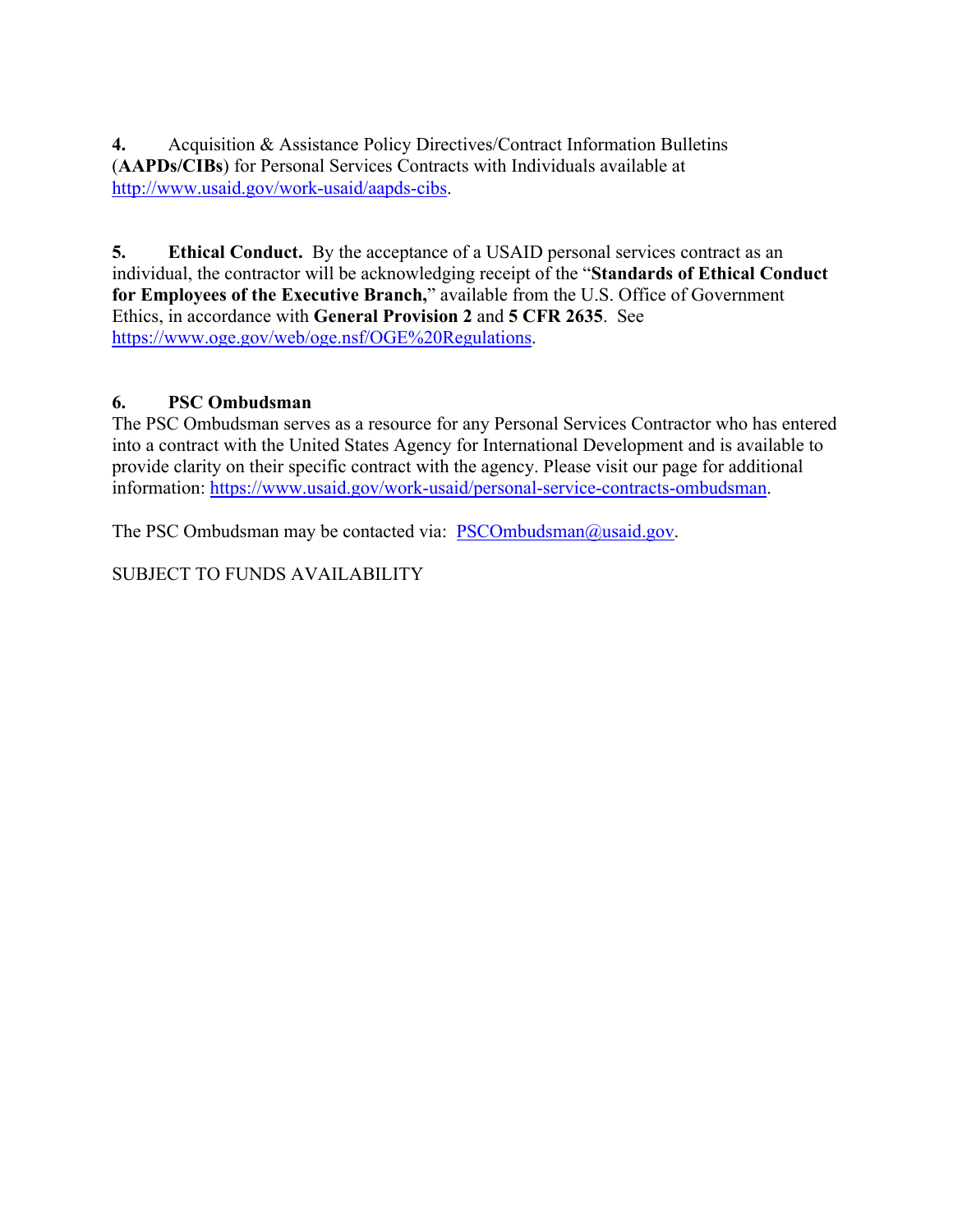**4.** Acquisition & Assistance Policy Directives/Contract Information Bulletins (**AAPDs/CIBs**) for Personal Services Contracts with Individuals available at http://www.usaid.gov/work-usaid/aapds-cibs.

**5. Ethical Conduct.** By the acceptance of a USAID personal services contract as an individual, the contractor will be acknowledging receipt of the "**Standards of Ethical Conduct for Employees of the Executive Branch,**" available from the U.S. Office of Government Ethics, in accordance with **General Provision 2** and **5 CFR 2635**. See https://www.oge.gov/web/oge.nsf/OGE%20Regulations.

**6. PSC Ombudsman**

The PSC Ombudsman serves as a resource for any Personal Services Contractor who has entered into a contract with the United States Agency for International Development and is available to provide clarity on their specific contract with the agency. Please visit our page for additional information: https://www.usaid.gov/work-usaid/personal-service-contracts-ombudsman.

The PSC Ombudsman may be contacted via: PSCOmbudsman@usaid.gov.

SUBJECT TO FUNDS AVAILABILITY